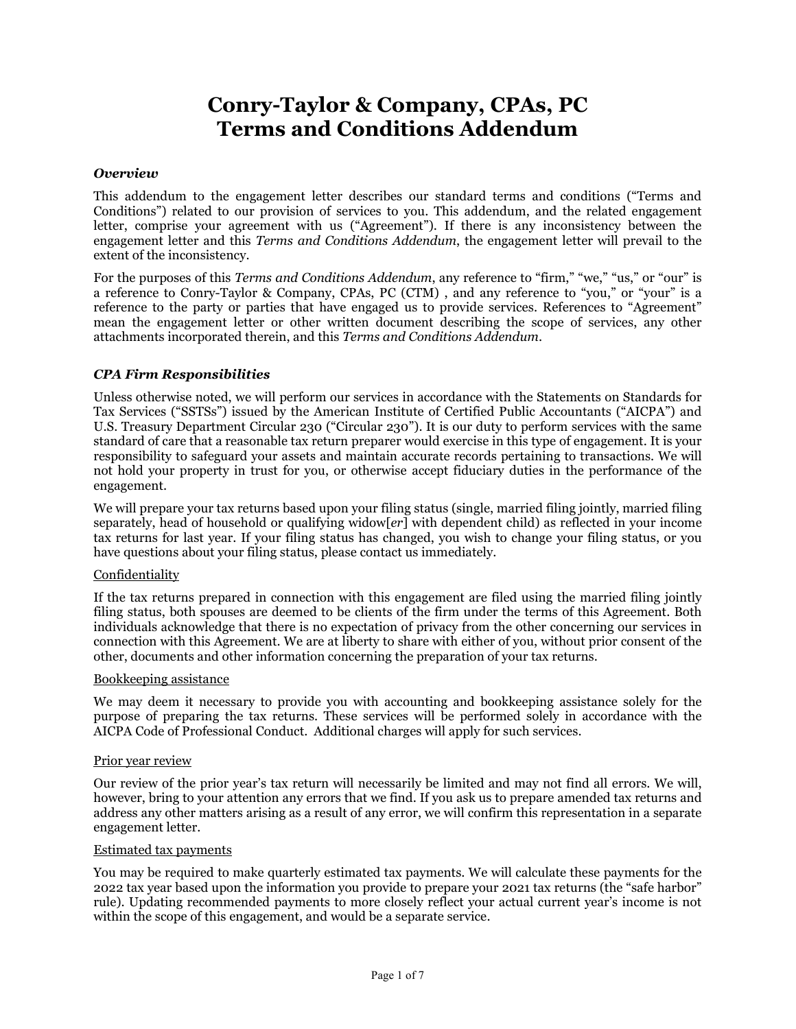# Conry-Taylor & Company, CPAs, PC
# Terms and Conditions Addendum

### *Overview*

This addendum to the engagement letter describes our standard terms and conditions ("Terms and Conditions") related to our provision of services to you. This addendum, and the related engagement letter, comprise your agreement with us ("Agreement"). If there is any inconsistency between the engagement letter and this *Terms and Conditions Addendum*, the engagement letter will prevail to the extent of the inconsistency.

For the purposes of this *Terms and Conditions Addendum*, any reference to "firm," "we," "us," or "our" is a reference to Conry-Taylor & Company, CPAs, PC (CTM) , and any reference to "you," or "your" is a reference to the party or parties that have engaged us to provide services. References to "Agreement" mean the engagement letter or other written document describing the scope of services, any other attachments incorporated therein, and this *Terms and Conditions Addendum*.

### *CPA Firm Responsibilities*

Unless otherwise noted, we will perform our services in accordance with the Statements on Standards for Tax Services ("SSTSs") issued by the American Institute of Certified Public Accountants ("AICPA") and U.S. Treasury Department Circular 230 ("Circular 230"). It is our duty to perform services with the same standard of care that a reasonable tax return preparer would exercise in this type of engagement. It is your responsibility to safeguard your assets and maintain accurate records pertaining to transactions. We will not hold your property in trust for you, or otherwise accept fiduciary duties in the performance of the engagement.

We will prepare your tax returns based upon your filing status (single, married filing jointly, married filing separately, head of household or qualifying widow[*er*] with dependent child) as reflected in your income tax returns for last year. If your filing status has changed, you wish to change your filing status, or you have questions about your filing status, please contact us immediately.

<u>Confidentiality</u>

If the tax returns prepared in connection with this engagement are filed using the married filing jointly filing status, both spouses are deemed to be clients of the firm under the terms of this Agreement. Both individuals acknowledge that there is no expectation of privacy from the other concerning our services in connection with this Agreement. We are at liberty to share with either of you, without prior consent of the other, documents and other information concerning the preparation of your tax returns.

<u>Bookkeeping assistance</u>

We may deem it necessary to provide you with accounting and bookkeeping assistance solely for the purpose of preparing the tax returns. These services will be performed solely in accordance with the AICPA Code of Professional Conduct. Additional charges will apply for such services.

<u>Prior year review</u>

Our review of the prior year's tax return will necessarily be limited and may not find all errors. We will, however, bring to your attention any errors that we find. If you ask us to prepare amended tax returns and address any other matters arising as a result of any error, we will confirm this representation in a separate engagement letter.

<u>Estimated tax payments</u>

You may be required to make quarterly estimated tax payments. We will calculate these payments for the 2022 tax year based upon the information you provide to prepare your 2021 tax returns (the "safe harbor" rule). Updating recommended payments to more closely reflect your actual current year's income is not within the scope of this engagement, and would be a separate service.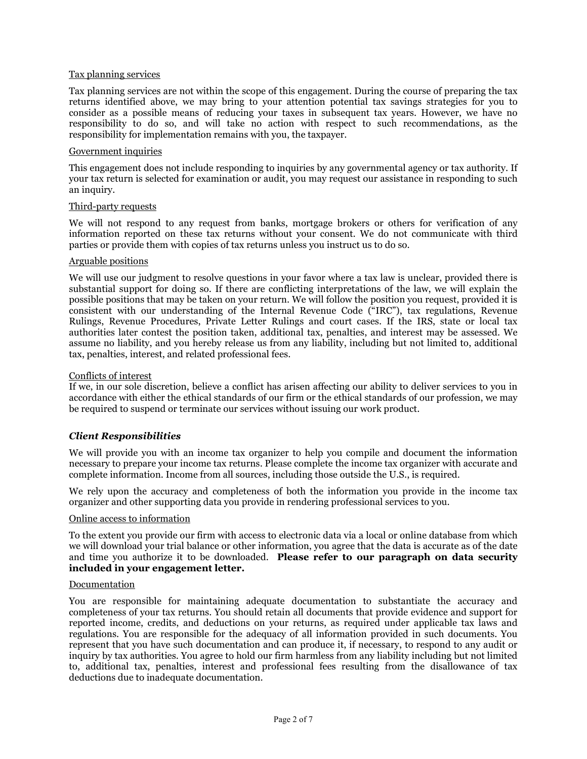Tax planning services

Tax planning services are not within the scope of this engagement. During the course of preparing the tax returns identified above, we may bring to your attention potential tax savings strategies for you to consider as a possible means of reducing your taxes in subsequent tax years. However, we have no responsibility to do so, and will take no action with respect to such recommendations, as the responsibility for implementation remains with you, the taxpayer.

Government inquiries

This engagement does not include responding to inquiries by any governmental agency or tax authority. If your tax return is selected for examination or audit, you may request our assistance in responding to such an inquiry.

Third-party requests

We will not respond to any request from banks, mortgage brokers or others for verification of any information reported on these tax returns without your consent. We do not communicate with third parties or provide them with copies of tax returns unless you instruct us to do so.

Arguable positions

We will use our judgment to resolve questions in your favor where a tax law is unclear, provided there is substantial support for doing so. If there are conflicting interpretations of the law, we will explain the possible positions that may be taken on your return. We will follow the position you request, provided it is consistent with our understanding of the Internal Revenue Code ("IRC"), tax regulations, Revenue Rulings, Revenue Procedures, Private Letter Rulings and court cases. If the IRS, state or local tax authorities later contest the position taken, additional tax, penalties, and interest may be assessed. We assume no liability, and you hereby release us from any liability, including but not limited to, additional tax, penalties, interest, and related professional fees.

Conflicts of interest

If we, in our sole discretion, believe a conflict has arisen affecting our ability to deliver services to you in accordance with either the ethical standards of our firm or the ethical standards of our profession, we may be required to suspend or terminate our services without issuing our work product.

### ***Client Responsibilities***

We will provide you with an income tax organizer to help you compile and document the information necessary to prepare your income tax returns. Please complete the income tax organizer with accurate and complete information. Income from all sources, including those outside the U.S., is required.

We rely upon the accuracy and completeness of both the information you provide in the income tax organizer and other supporting data you provide in rendering professional services to you.

Online access to information

To the extent you provide our firm with access to electronic data via a local or online database from which we will download your trial balance or other information, you agree that the data is accurate as of the date and time you authorize it to be downloaded. **Please refer to our paragraph on data security included in your engagement letter.**

Documentation

You are responsible for maintaining adequate documentation to substantiate the accuracy and completeness of your tax returns. You should retain all documents that provide evidence and support for reported income, credits, and deductions on your returns, as required under applicable tax laws and regulations. You are responsible for the adequacy of all information provided in such documents. You represent that you have such documentation and can produce it, if necessary, to respond to any audit or inquiry by tax authorities. You agree to hold our firm harmless from any liability including but not limited to, additional tax, penalties, interest and professional fees resulting from the disallowance of tax deductions due to inadequate documentation.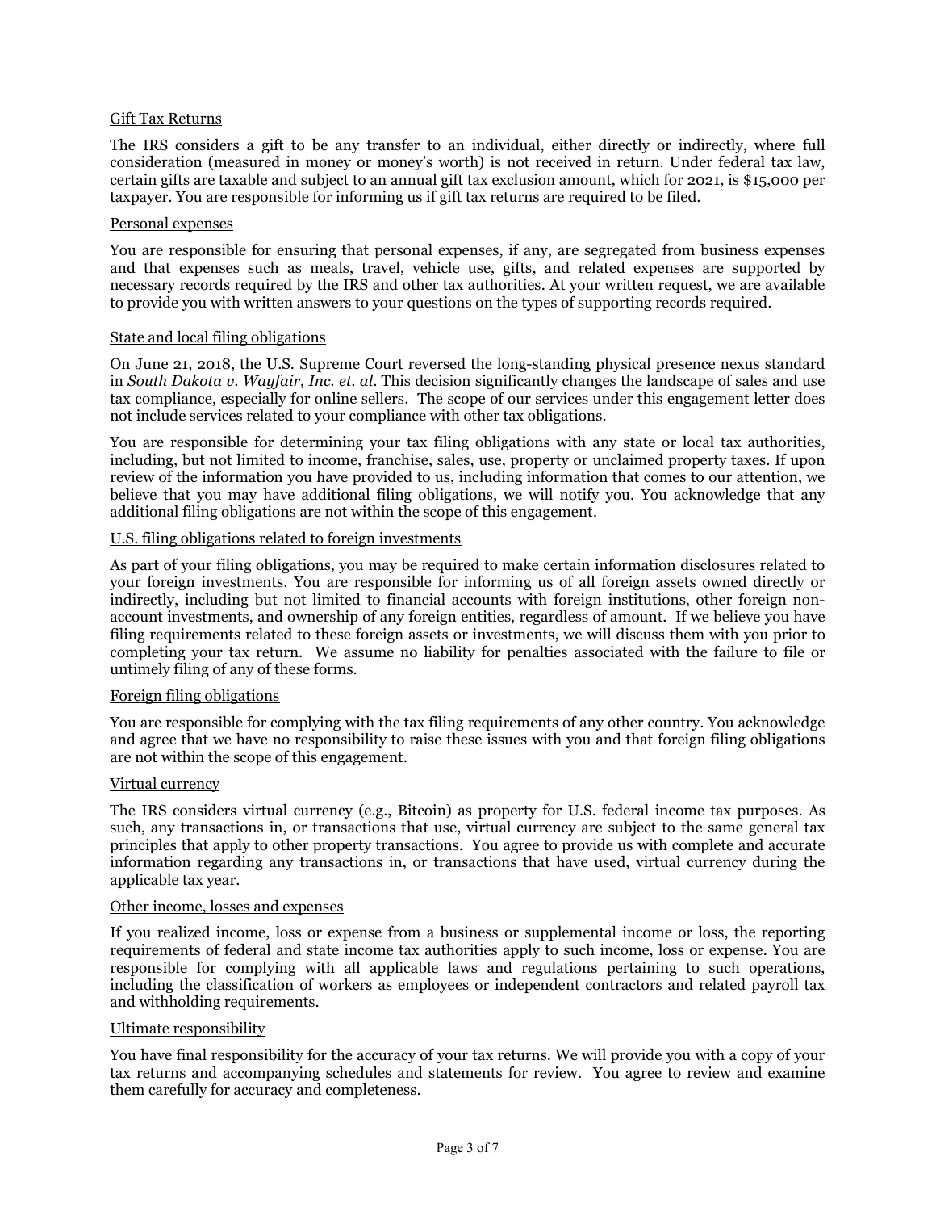<u>Gift Tax Returns</u>

The IRS considers a gift to be any transfer to an individual, either directly or indirectly, where full consideration (measured in money or money's worth) is not received in return. Under federal tax law, certain gifts are taxable and subject to an annual gift tax exclusion amount, which for 2021, is $15,000 per taxpayer. You are responsible for informing us if gift tax returns are required to be filed.

<u>Personal expenses</u>

You are responsible for ensuring that personal expenses, if any, are segregated from business expenses and that expenses such as meals, travel, vehicle use, gifts, and related expenses are supported by necessary records required by the IRS and other tax authorities. At your written request, we are available to provide you with written answers to your questions on the types of supporting records required.

<u>State and local filing obligations</u>

On June 21, 2018, the U.S. Supreme Court reversed the long-standing physical presence nexus standard in *South Dakota v. Wayfair, Inc. et. al*. This decision significantly changes the landscape of sales and use tax compliance, especially for online sellers. The scope of our services under this engagement letter does not include services related to your compliance with other tax obligations.

You are responsible for determining your tax filing obligations with any state or local tax authorities, including, but not limited to income, franchise, sales, use, property or unclaimed property taxes. If upon review of the information you have provided to us, including information that comes to our attention, we believe that you may have additional filing obligations, we will notify you. You acknowledge that any additional filing obligations are not within the scope of this engagement.

<u>U.S. filing obligations related to foreign investments</u>

As part of your filing obligations, you may be required to make certain information disclosures related to your foreign investments. You are responsible for informing us of all foreign assets owned directly or indirectly, including but not limited to financial accounts with foreign institutions, other foreign non-account investments, and ownership of any foreign entities, regardless of amount. If we believe you have filing requirements related to these foreign assets or investments, we will discuss them with you prior to completing your tax return. We assume no liability for penalties associated with the failure to file or untimely filing of any of these forms.

<u>Foreign filing obligations</u>

You are responsible for complying with the tax filing requirements of any other country. You acknowledge and agree that we have no responsibility to raise these issues with you and that foreign filing obligations are not within the scope of this engagement.

<u>Virtual currency</u>

The IRS considers virtual currency (e.g., Bitcoin) as property for U.S. federal income tax purposes. As such, any transactions in, or transactions that use, virtual currency are subject to the same general tax principles that apply to other property transactions. You agree to provide us with complete and accurate information regarding any transactions in, or transactions that have used, virtual currency during the applicable tax year.

<u>Other income, losses and expenses</u>

If you realized income, loss or expense from a business or supplemental income or loss, the reporting requirements of federal and state income tax authorities apply to such income, loss or expense. You are responsible for complying with all applicable laws and regulations pertaining to such operations, including the classification of workers as employees or independent contractors and related payroll tax and withholding requirements.

<u>Ultimate responsibility</u>

You have final responsibility for the accuracy of your tax returns. We will provide you with a copy of your tax returns and accompanying schedules and statements for review. You agree to review and examine them carefully for accuracy and completeness.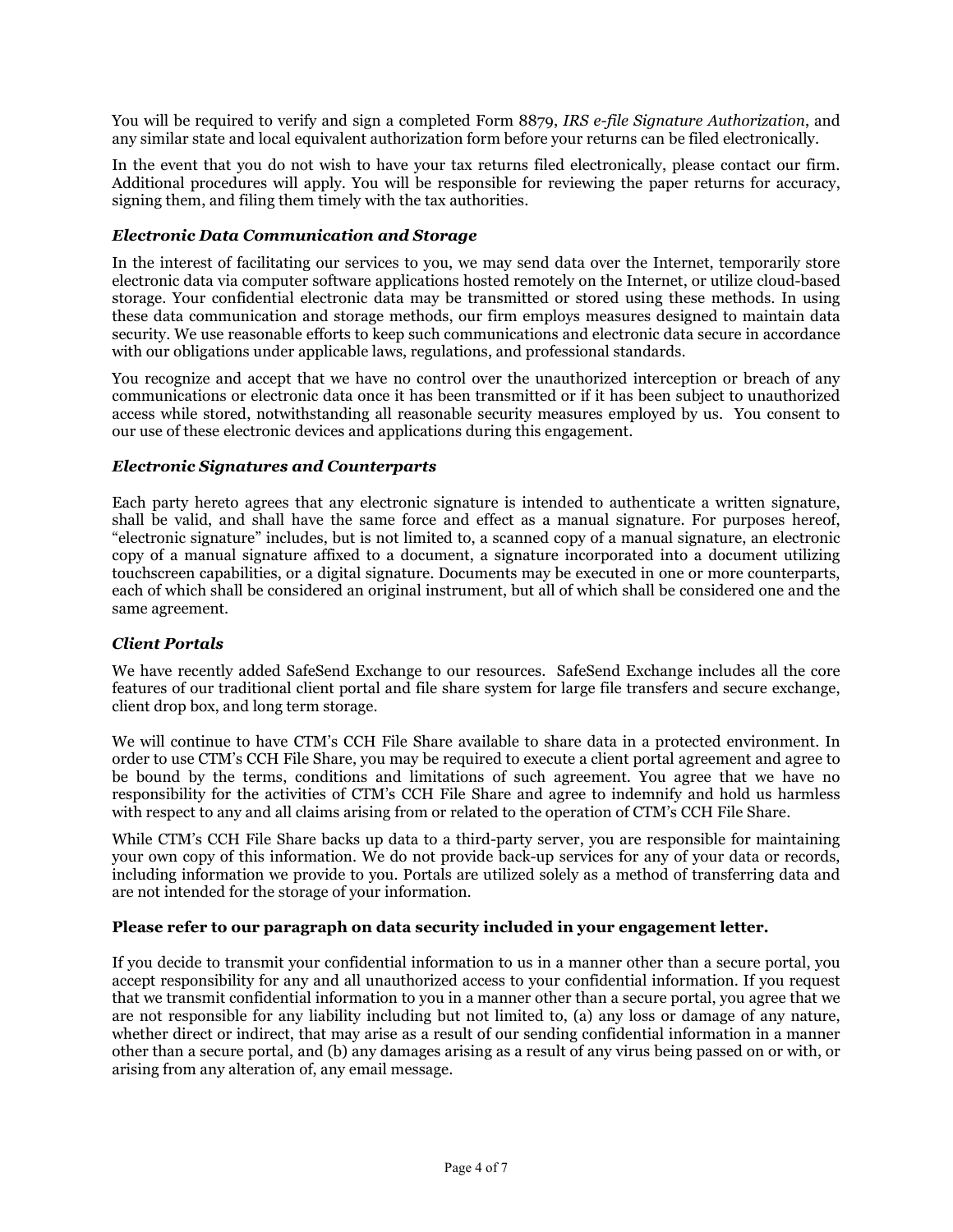You will be required to verify and sign a completed Form 8879, *IRS e-file Signature Authorization*, and any similar state and local equivalent authorization form before your returns can be filed electronically.

In the event that you do not wish to have your tax returns filed electronically, please contact our firm. Additional procedures will apply. You will be responsible for reviewing the paper returns for accuracy, signing them, and filing them timely with the tax authorities.

### *Electronic Data Communication and Storage*

In the interest of facilitating our services to you, we may send data over the Internet, temporarily store electronic data via computer software applications hosted remotely on the Internet, or utilize cloud-based storage. Your confidential electronic data may be transmitted or stored using these methods. In using these data communication and storage methods, our firm employs measures designed to maintain data security. We use reasonable efforts to keep such communications and electronic data secure in accordance with our obligations under applicable laws, regulations, and professional standards.

You recognize and accept that we have no control over the unauthorized interception or breach of any communications or electronic data once it has been transmitted or if it has been subject to unauthorized access while stored, notwithstanding all reasonable security measures employed by us. You consent to our use of these electronic devices and applications during this engagement.

### *Electronic Signatures and Counterparts*

Each party hereto agrees that any electronic signature is intended to authenticate a written signature, shall be valid, and shall have the same force and effect as a manual signature. For purposes hereof, "electronic signature" includes, but is not limited to, a scanned copy of a manual signature, an electronic copy of a manual signature affixed to a document, a signature incorporated into a document utilizing touchscreen capabilities, or a digital signature. Documents may be executed in one or more counterparts, each of which shall be considered an original instrument, but all of which shall be considered one and the same agreement.

### *Client Portals*

We have recently added SafeSend Exchange to our resources. SafeSend Exchange includes all the core features of our traditional client portal and file share system for large file transfers and secure exchange, client drop box, and long term storage.

We will continue to have CTM's CCH File Share available to share data in a protected environment. In order to use CTM's CCH File Share, you may be required to execute a client portal agreement and agree to be bound by the terms, conditions and limitations of such agreement. You agree that we have no responsibility for the activities of CTM's CCH File Share and agree to indemnify and hold us harmless with respect to any and all claims arising from or related to the operation of CTM's CCH File Share.

While CTM's CCH File Share backs up data to a third-party server, you are responsible for maintaining your own copy of this information. We do not provide back-up services for any of your data or records, including information we provide to you. Portals are utilized solely as a method of transferring data and are not intended for the storage of your information.

**Please refer to our paragraph on data security included in your engagement letter.**

If you decide to transmit your confidential information to us in a manner other than a secure portal, you accept responsibility for any and all unauthorized access to your confidential information. If you request that we transmit confidential information to you in a manner other than a secure portal, you agree that we are not responsible for any liability including but not limited to, (a) any loss or damage of any nature, whether direct or indirect, that may arise as a result of our sending confidential information in a manner other than a secure portal, and (b) any damages arising as a result of any virus being passed on or with, or arising from any alteration of, any email message.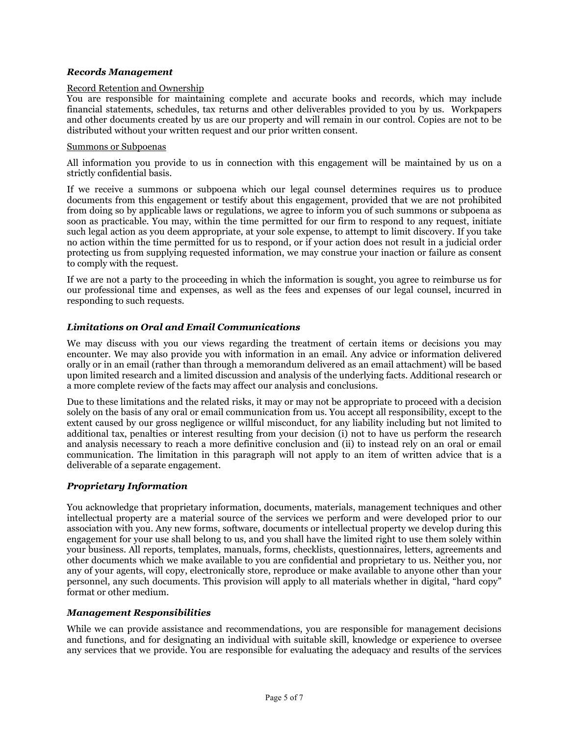***Records Management***

Record Retention and Ownership

You are responsible for maintaining complete and accurate books and records, which may include financial statements, schedules, tax returns and other deliverables provided to you by us. Workpapers and other documents created by us are our property and will remain in our control. Copies are not to be distributed without your written request and our prior written consent.

Summons or Subpoenas

All information you provide to us in connection with this engagement will be maintained by us on a strictly confidential basis.

If we receive a summons or subpoena which our legal counsel determines requires us to produce documents from this engagement or testify about this engagement, provided that we are not prohibited from doing so by applicable laws or regulations, we agree to inform you of such summons or subpoena as soon as practicable. You may, within the time permitted for our firm to respond to any request, initiate such legal action as you deem appropriate, at your sole expense, to attempt to limit discovery. If you take no action within the time permitted for us to respond, or if your action does not result in a judicial order protecting us from supplying requested information, we may construe your inaction or failure as consent to comply with the request.

If we are not a party to the proceeding in which the information is sought, you agree to reimburse us for our professional time and expenses, as well as the fees and expenses of our legal counsel, incurred in responding to such requests.

***Limitations on Oral and Email Communications***

We may discuss with you our views regarding the treatment of certain items or decisions you may encounter. We may also provide you with information in an email. Any advice or information delivered orally or in an email (rather than through a memorandum delivered as an email attachment) will be based upon limited research and a limited discussion and analysis of the underlying facts. Additional research or a more complete review of the facts may affect our analysis and conclusions.

Due to these limitations and the related risks, it may or may not be appropriate to proceed with a decision solely on the basis of any oral or email communication from us. You accept all responsibility, except to the extent caused by our gross negligence or willful misconduct, for any liability including but not limited to additional tax, penalties or interest resulting from your decision (i) not to have us perform the research and analysis necessary to reach a more definitive conclusion and (ii) to instead rely on an oral or email communication. The limitation in this paragraph will not apply to an item of written advice that is a deliverable of a separate engagement.

***Proprietary Information***

You acknowledge that proprietary information, documents, materials, management techniques and other intellectual property are a material source of the services we perform and were developed prior to our association with you. Any new forms, software, documents or intellectual property we develop during this engagement for your use shall belong to us, and you shall have the limited right to use them solely within your business. All reports, templates, manuals, forms, checklists, questionnaires, letters, agreements and other documents which we make available to you are confidential and proprietary to us. Neither you, nor any of your agents, will copy, electronically store, reproduce or make available to anyone other than your personnel, any such documents. This provision will apply to all materials whether in digital, "hard copy" format or other medium.

***Management Responsibilities***

While we can provide assistance and recommendations, you are responsible for management decisions and functions, and for designating an individual with suitable skill, knowledge or experience to oversee any services that we provide. You are responsible for evaluating the adequacy and results of the services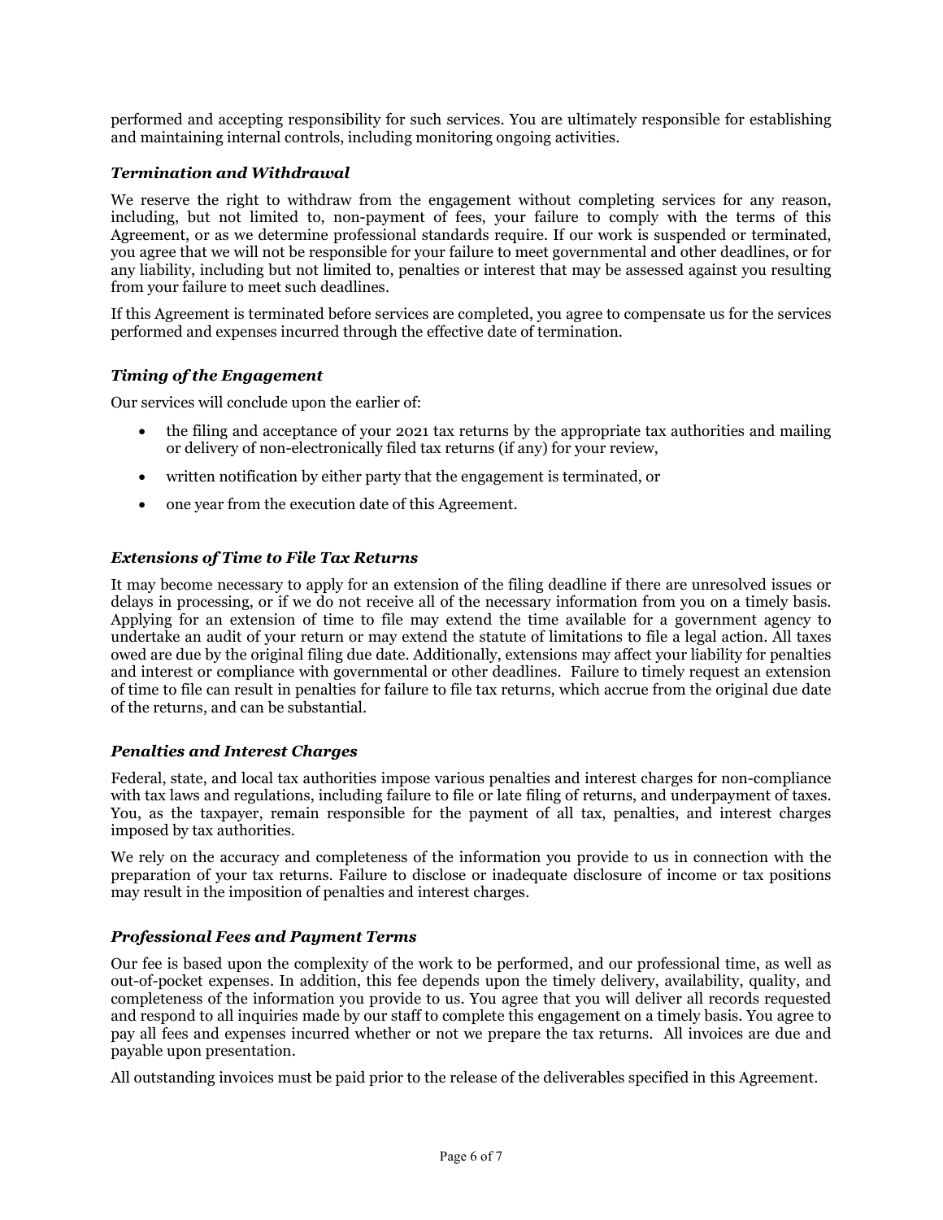performed and accepting responsibility for such services. You are ultimately responsible for establishing and maintaining internal controls, including monitoring ongoing activities.

### *Termination and Withdrawal*

We reserve the right to withdraw from the engagement without completing services for any reason, including, but not limited to, non-payment of fees, your failure to comply with the terms of this Agreement, or as we determine professional standards require. If our work is suspended or terminated, you agree that we will not be responsible for your failure to meet governmental and other deadlines, or for any liability, including but not limited to, penalties or interest that may be assessed against you resulting from your failure to meet such deadlines.

If this Agreement is terminated before services are completed, you agree to compensate us for the services performed and expenses incurred through the effective date of termination.

### *Timing of the Engagement*

Our services will conclude upon the earlier of:

- the filing and acceptance of your 2021 tax returns by the appropriate tax authorities and mailing or delivery of non-electronically filed tax returns (if any) for your review,
- written notification by either party that the engagement is terminated, or
- one year from the execution date of this Agreement.

### *Extensions of Time to File Tax Returns*

It may become necessary to apply for an extension of the filing deadline if there are unresolved issues or delays in processing, or if we do not receive all of the necessary information from you on a timely basis. Applying for an extension of time to file may extend the time available for a government agency to undertake an audit of your return or may extend the statute of limitations to file a legal action. All taxes owed are due by the original filing due date. Additionally, extensions may affect your liability for penalties and interest or compliance with governmental or other deadlines. Failure to timely request an extension of time to file can result in penalties for failure to file tax returns, which accrue from the original due date of the returns, and can be substantial.

### *Penalties and Interest Charges*

Federal, state, and local tax authorities impose various penalties and interest charges for non-compliance with tax laws and regulations, including failure to file or late filing of returns, and underpayment of taxes. You, as the taxpayer, remain responsible for the payment of all tax, penalties, and interest charges imposed by tax authorities.

We rely on the accuracy and completeness of the information you provide to us in connection with the preparation of your tax returns. Failure to disclose or inadequate disclosure of income or tax positions may result in the imposition of penalties and interest charges.

### *Professional Fees and Payment Terms*

Our fee is based upon the complexity of the work to be performed, and our professional time, as well as out-of-pocket expenses. In addition, this fee depends upon the timely delivery, availability, quality, and completeness of the information you provide to us. You agree that you will deliver all records requested and respond to all inquiries made by our staff to complete this engagement on a timely basis. You agree to pay all fees and expenses incurred whether or not we prepare the tax returns. All invoices are due and payable upon presentation.

All outstanding invoices must be paid prior to the release of the deliverables specified in this Agreement.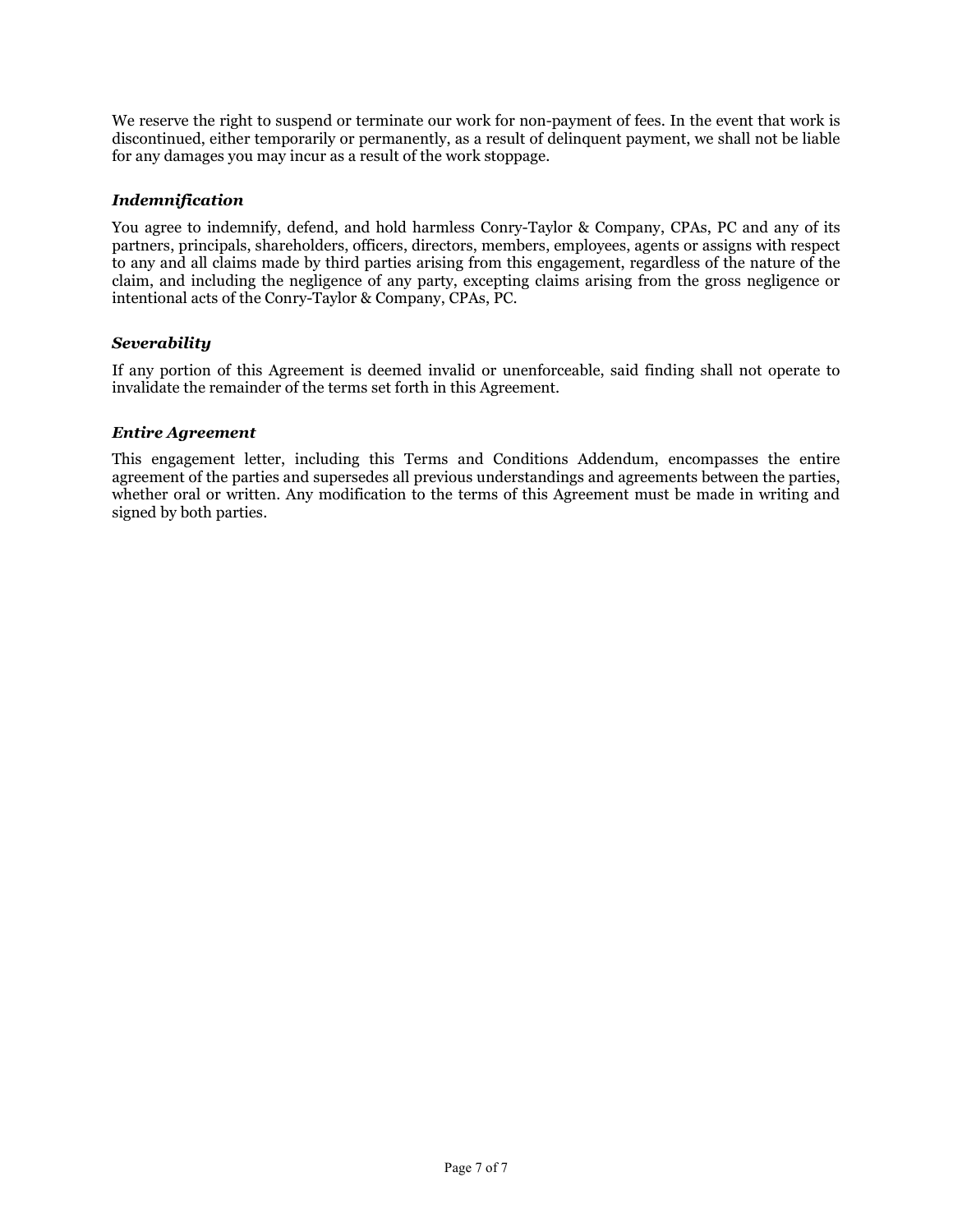We reserve the right to suspend or terminate our work for non-payment of fees. In the event that work is discontinued, either temporarily or permanently, as a result of delinquent payment, we shall not be liable for any damages you may incur as a result of the work stoppage.

***Indemnification***

You agree to indemnify, defend, and hold harmless Conry-Taylor & Company, CPAs, PC and any of its partners, principals, shareholders, officers, directors, members, employees, agents or assigns with respect to any and all claims made by third parties arising from this engagement, regardless of the nature of the claim, and including the negligence of any party, excepting claims arising from the gross negligence or intentional acts of the Conry-Taylor & Company, CPAs, PC.

***Severability***

If any portion of this Agreement is deemed invalid or unenforceable, said finding shall not operate to invalidate the remainder of the terms set forth in this Agreement.

***Entire Agreement***

This engagement letter, including this Terms and Conditions Addendum, encompasses the entire agreement of the parties and supersedes all previous understandings and agreements between the parties, whether oral or written. Any modification to the terms of this Agreement must be made in writing and signed by both parties.